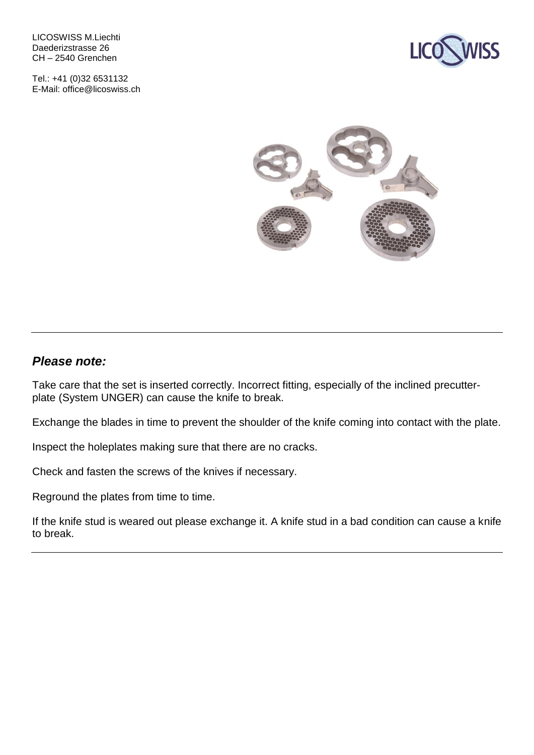LICOSWISS M.Liechti
Daederizstrasse 26
CH – 2540 Grenchen

Tel.: +41 (0)32 6531132
E-Mail: office@licoswiss.ch

---

***Please note:***

Take care that the set is inserted correctly. Incorrect fitting, especially of the inclined precutter-plate (System UNGER) can cause the knife to break.

Exchange the blades in time to prevent the shoulder of the knife coming into contact with the plate.

Inspect the holeplates making sure that there are no cracks.

Check and fasten the screws of the knives if necessary.

Reground the plates from time to time.

If the knife stud is weared out please exchange it. A knife stud in a bad condition can cause a knife to break.

---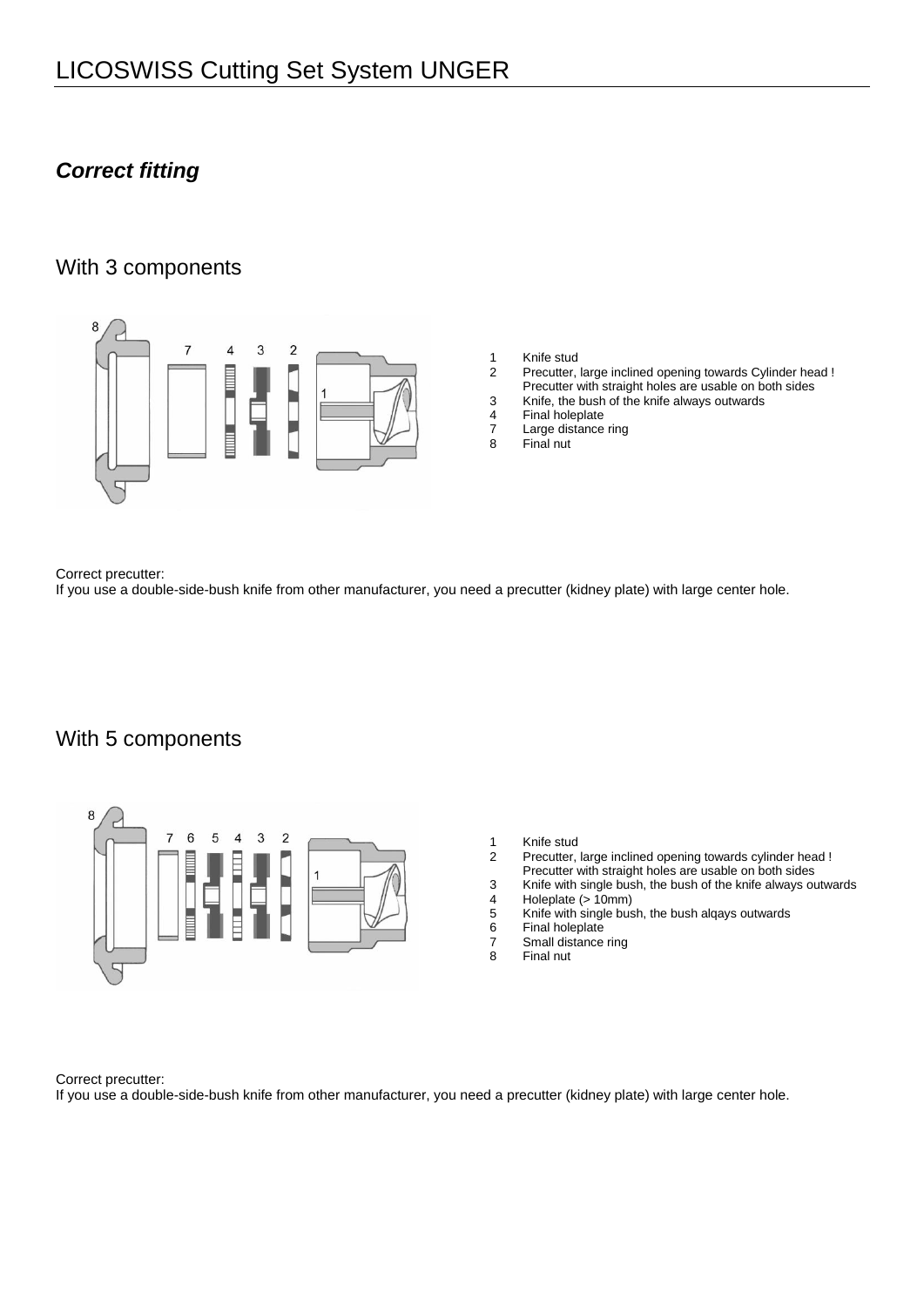# LICOSWISS Cutting Set System UNGER

## *Correct fitting*

### With 3 components

8 7 4 3 2 1

1 Knife stud
2 Precutter, large inclined opening towards Cylinder head !
  Precutter with straight holes are usable on both sides
3 Knife, the bush of the knife always outwards
4 Final holeplate
7 Large distance ring
8 Final nut

Correct precutter:
If you use a double-side-bush knife from other manufacturer, you need a precutter (kidney plate) with large center hole.

### With 5 components

8 7 6 5 4 3 2 1

1 Knife stud
2 Precutter, large inclined opening towards cylinder head !
  Precutter with straight holes are usable on both sides
3 Knife with single bush, the bush of the knife always outwards
4 Holeplate (> 10mm)
5 Knife with single bush, the bush alqays outwards
6 Final holeplate
7 Small distance ring
8 Final nut

Correct precutter:
If you use a double-side-bush knife from other manufacturer, you need a precutter (kidney plate) with large center hole.